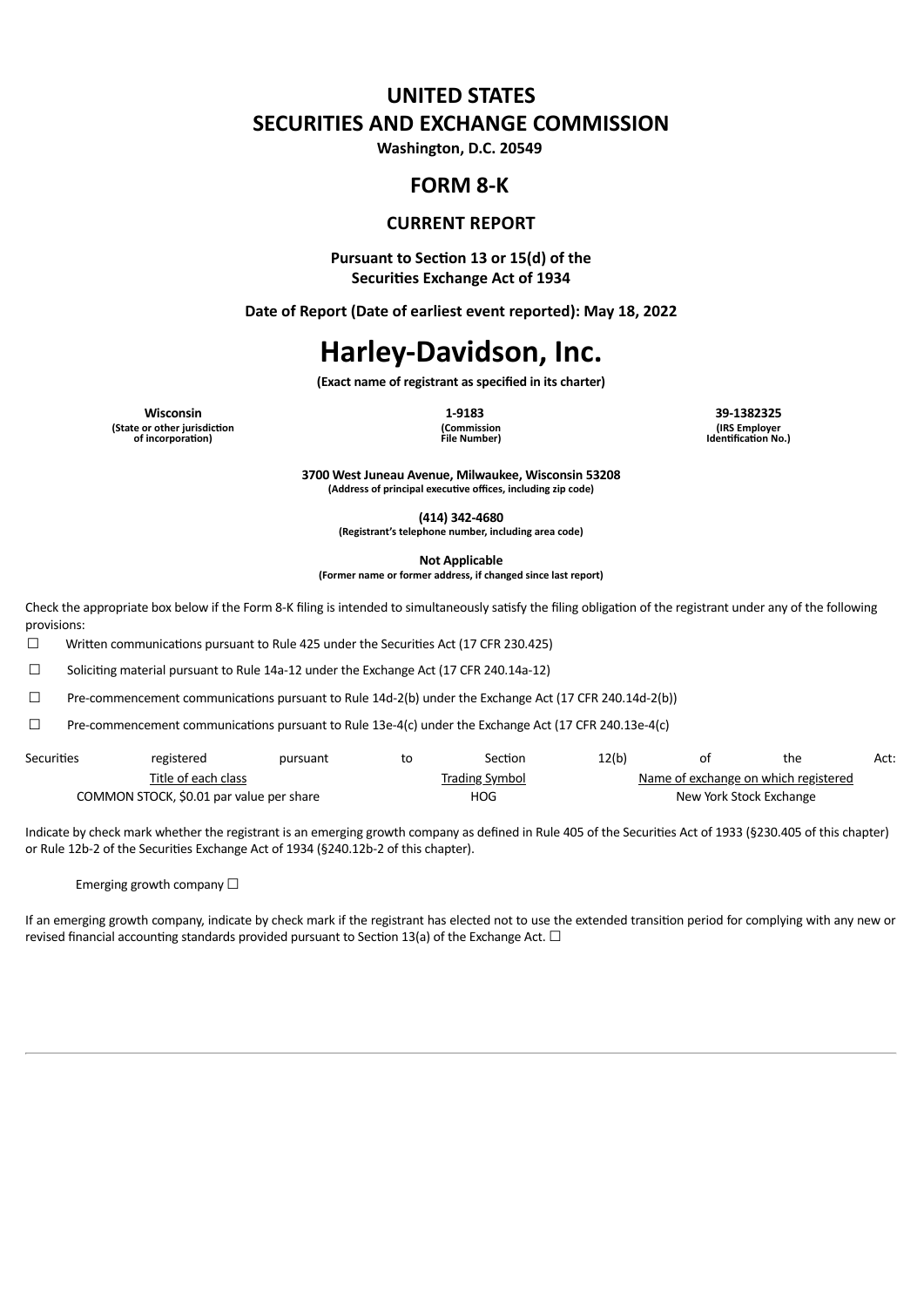# UNITED STATES
# SECURITIES AND EXCHANGE COMMISSION

**Washington, D.C. 20549**

## FORM 8-K

### CURRENT REPORT

**Pursuant to Section 13 or 15(d) of the Securities Exchange Act of 1934**

**Date of Report (Date of earliest event reported): May 18, 2022**

# Harley-Davidson, Inc.

**(Exact name of registrant as specified in its charter)**

| Wisconsin | 1-9183 | 39-1382325 |
|---|---|---|
| (State or other jurisdiction of incorporation) | (Commission File Number) | (IRS Employer Identification No.) |

**3700 West Juneau Avenue, Milwaukee, Wisconsin 53208**
**(Address of principal executive offices, including zip code)**

**(414) 342-4680**
**(Registrant's telephone number, including area code)**

**Not Applicable**
**(Former name or former address, if changed since last report)**

Check the appropriate box below if the Form 8-K filing is intended to simultaneously satisfy the filing obligation of the registrant under any of the following provisions:

☐ Written communications pursuant to Rule 425 under the Securities Act (17 CFR 230.425)

☐ Soliciting material pursuant to Rule 14a-12 under the Exchange Act (17 CFR 240.14a-12)

☐ Pre-commencement communications pursuant to Rule 14d-2(b) under the Exchange Act (17 CFR 240.14d-2(b))

☐ Pre-commencement communications pursuant to Rule 13e-4(c) under the Exchange Act (17 CFR 240.13e-4(c)

Securities registered pursuant to Section 12(b) of the Act:

| Title of each class | Trading Symbol | Name of exchange on which registered |
|---|---|---|
| COMMON STOCK, $0.01 par value per share | HOG | New York Stock Exchange |

Indicate by check mark whether the registrant is an emerging growth company as defined in Rule 405 of the Securities Act of 1933 (§230.405 of this chapter) or Rule 12b-2 of the Securities Exchange Act of 1934 (§240.12b-2 of this chapter).

Emerging growth company ☐

If an emerging growth company, indicate by check mark if the registrant has elected not to use the extended transition period for complying with any new or revised financial accounting standards provided pursuant to Section 13(a) of the Exchange Act. ☐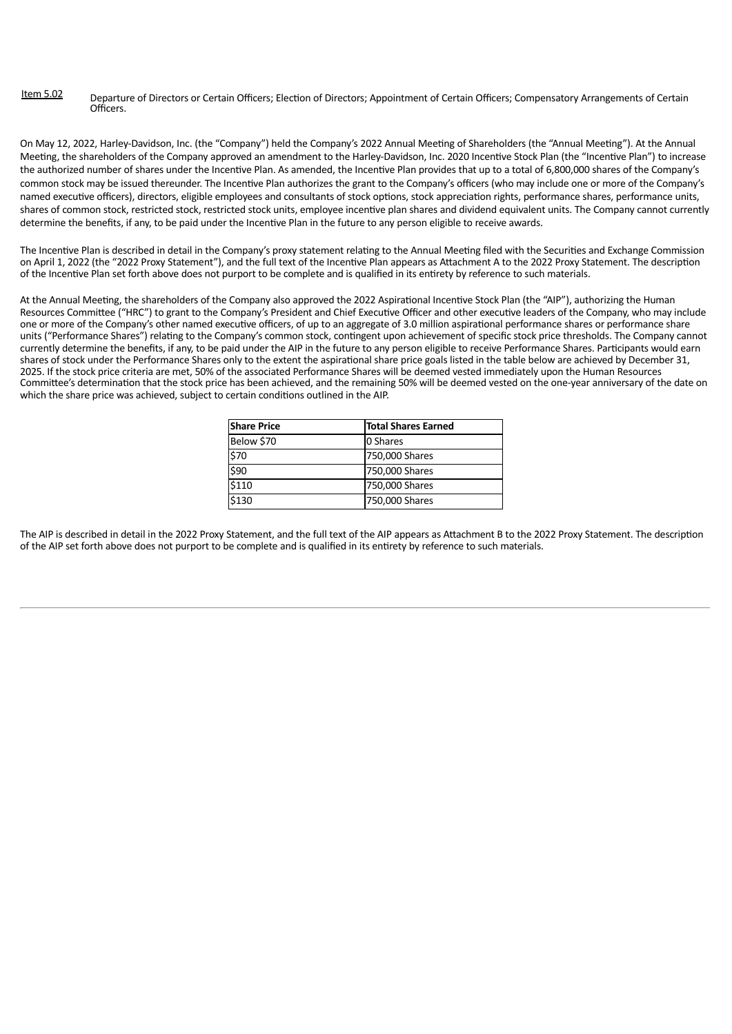Item 5.02 Departure of Directors or Certain Officers; Election of Directors; Appointment of Certain Officers; Compensatory Arrangements of Certain Officers.

On May 12, 2022, Harley-Davidson, Inc. (the "Company") held the Company's 2022 Annual Meeting of Shareholders (the "Annual Meeting"). At the Annual Meeting, the shareholders of the Company approved an amendment to the Harley-Davidson, Inc. 2020 Incentive Stock Plan (the "Incentive Plan") to increase the authorized number of shares under the Incentive Plan. As amended, the Incentive Plan provides that up to a total of 6,800,000 shares of the Company's common stock may be issued thereunder. The Incentive Plan authorizes the grant to the Company's officers (who may include one or more of the Company's named executive officers), directors, eligible employees and consultants of stock options, stock appreciation rights, performance shares, performance units, shares of common stock, restricted stock, restricted stock units, employee incentive plan shares and dividend equivalent units. The Company cannot currently determine the benefits, if any, to be paid under the Incentive Plan in the future to any person eligible to receive awards.

The Incentive Plan is described in detail in the Company's proxy statement relating to the Annual Meeting filed with the Securities and Exchange Commission on April 1, 2022 (the "2022 Proxy Statement"), and the full text of the Incentive Plan appears as Attachment A to the 2022 Proxy Statement. The description of the Incentive Plan set forth above does not purport to be complete and is qualified in its entirety by reference to such materials.

At the Annual Meeting, the shareholders of the Company also approved the 2022 Aspirational Incentive Stock Plan (the "AIP"), authorizing the Human Resources Committee ("HRC") to grant to the Company's President and Chief Executive Officer and other executive leaders of the Company, who may include one or more of the Company's other named executive officers, of up to an aggregate of 3.0 million aspirational performance shares or performance share units ("Performance Shares") relating to the Company's common stock, contingent upon achievement of specific stock price thresholds. The Company cannot currently determine the benefits, if any, to be paid under the AIP in the future to any person eligible to receive Performance Shares. Participants would earn shares of stock under the Performance Shares only to the extent the aspirational share price goals listed in the table below are achieved by December 31, 2025. If the stock price criteria are met, 50% of the associated Performance Shares will be deemed vested immediately upon the Human Resources Committee's determination that the stock price has been achieved, and the remaining 50% will be deemed vested on the one-year anniversary of the date on which the share price was achieved, subject to certain conditions outlined in the AIP.

| Share Price | Total Shares Earned |
|---|---|
| Below $70 | 0 Shares |
| $70 | 750,000 Shares |
| $90 | 750,000 Shares |
| $110 | 750,000 Shares |
| $130 | 750,000 Shares |

The AIP is described in detail in the 2022 Proxy Statement, and the full text of the AIP appears as Attachment B to the 2022 Proxy Statement. The description of the AIP set forth above does not purport to be complete and is qualified in its entirety by reference to such materials.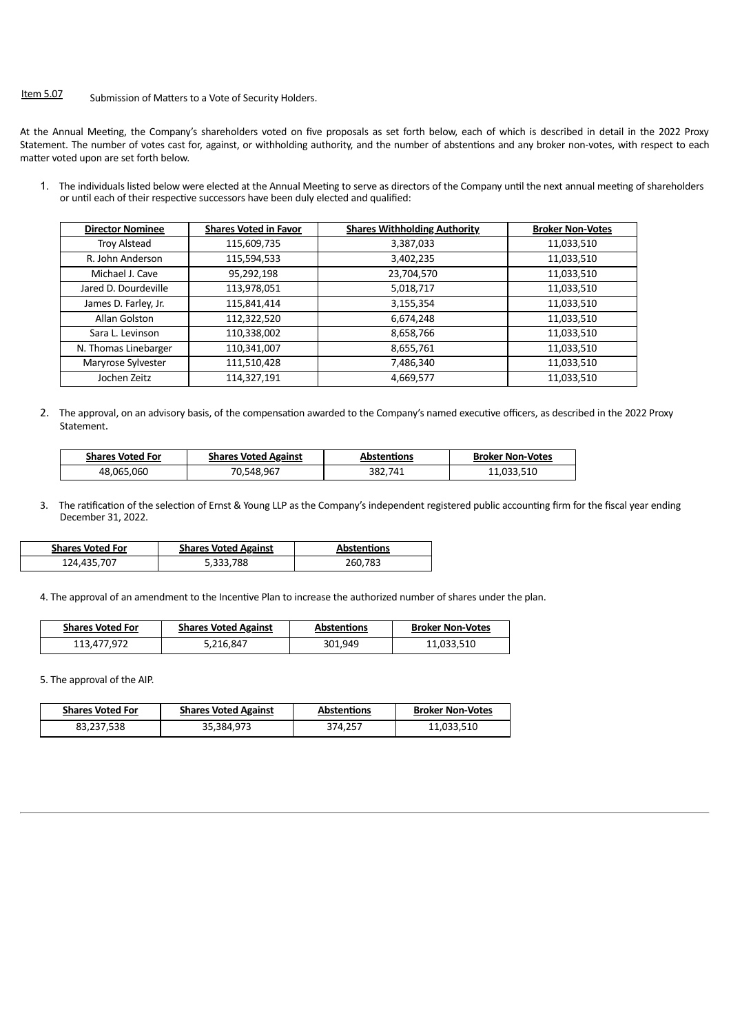Item 5.07 Submission of Matters to a Vote of Security Holders.

At the Annual Meeting, the Company's shareholders voted on five proposals as set forth below, each of which is described in detail in the 2022 Proxy Statement. The number of votes cast for, against, or withholding authority, and the number of abstentions and any broker non-votes, with respect to each matter voted upon are set forth below.

1. The individuals listed below were elected at the Annual Meeting to serve as directors of the Company until the next annual meeting of shareholders or until each of their respective successors have been duly elected and qualified:

| Director Nominee | Shares Voted in Favor | Shares Withholding Authority | Broker Non-Votes |
|---|---|---|---|
| Troy Alstead | 115,609,735 | 3,387,033 | 11,033,510 |
| R. John Anderson | 115,594,533 | 3,402,235 | 11,033,510 |
| Michael J. Cave | 95,292,198 | 23,704,570 | 11,033,510 |
| Jared D. Dourdeville | 113,978,051 | 5,018,717 | 11,033,510 |
| James D. Farley, Jr. | 115,841,414 | 3,155,354 | 11,033,510 |
| Allan Golston | 112,322,520 | 6,674,248 | 11,033,510 |
| Sara L. Levinson | 110,338,002 | 8,658,766 | 11,033,510 |
| N. Thomas Linebarger | 110,341,007 | 8,655,761 | 11,033,510 |
| Maryrose Sylvester | 111,510,428 | 7,486,340 | 11,033,510 |
| Jochen Zeitz | 114,327,191 | 4,669,577 | 11,033,510 |

2. The approval, on an advisory basis, of the compensation awarded to the Company's named executive officers, as described in the 2022 Proxy Statement.

| Shares Voted For | Shares Voted Against | Abstentions | Broker Non-Votes |
|---|---|---|---|
| 48,065,060 | 70,548,967 | 382,741 | 11,033,510 |

3. The ratification of the selection of Ernst & Young LLP as the Company's independent registered public accounting firm for the fiscal year ending December 31, 2022.

| Shares Voted For | Shares Voted Against | Abstentions |
|---|---|---|
| 124,435,707 | 5,333,788 | 260,783 |

4. The approval of an amendment to the Incentive Plan to increase the authorized number of shares under the plan.

| Shares Voted For | Shares Voted Against | Abstentions | Broker Non-Votes |
|---|---|---|---|
| 113,477,972 | 5,216,847 | 301,949 | 11,033,510 |

5. The approval of the AIP.

| Shares Voted For | Shares Voted Against | Abstentions | Broker Non-Votes |
|---|---|---|---|
| 83,237,538 | 35,384,973 | 374,257 | 11,033,510 |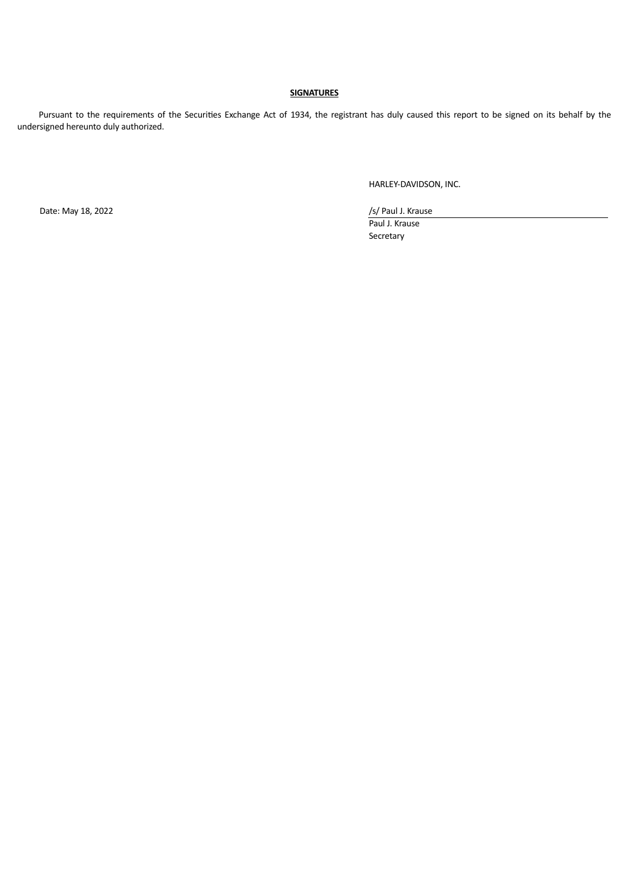**SIGNATURES**

Pursuant to the requirements of the Securities Exchange Act of 1934, the registrant has duly caused this report to be signed on its behalf by the undersigned hereunto duly authorized.

HARLEY-DAVIDSON, INC.

Date: May 18, 2022

/s/ Paul J. Krause

Paul J. Krause
Secretary